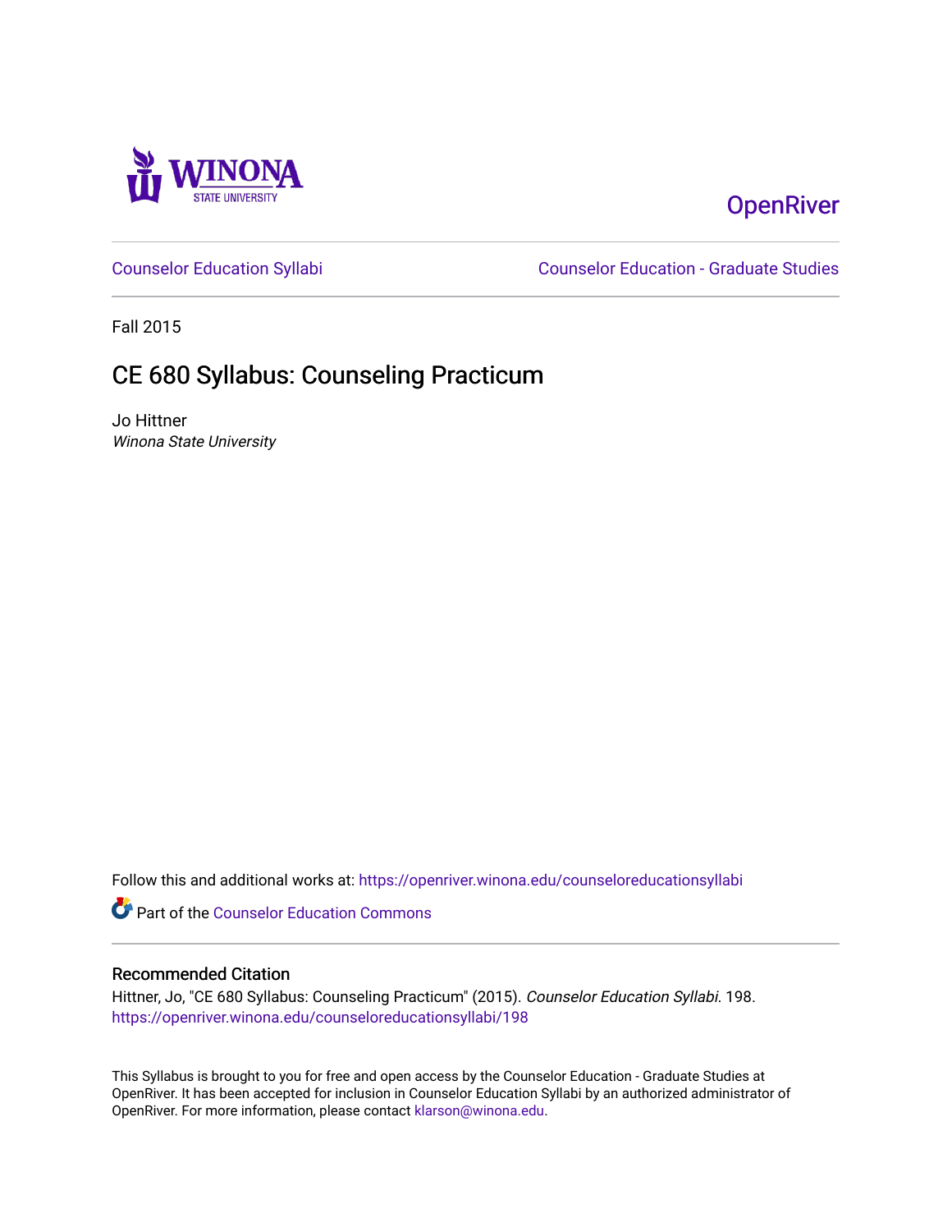Winona State University

OpenRiver

Counselor Education Syllabi

Counselor Education - Graduate Studies

Fall 2015

# CE 680 Syllabus: Counseling Practicum

Jo Hittner
*Winona State University*

Follow this and additional works at: https://openriver.winona.edu/counseloreducationsyllabi

Part of the Counselor Education Commons

## Recommended Citation

Hittner, Jo, "CE 680 Syllabus: Counseling Practicum" (2015). *Counselor Education Syllabi*. 198.
https://openriver.winona.edu/counseloreducationsyllabi/198

This Syllabus is brought to you for free and open access by the Counselor Education - Graduate Studies at OpenRiver. It has been accepted for inclusion in Counselor Education Syllabi by an authorized administrator of OpenRiver. For more information, please contact klarson@winona.edu.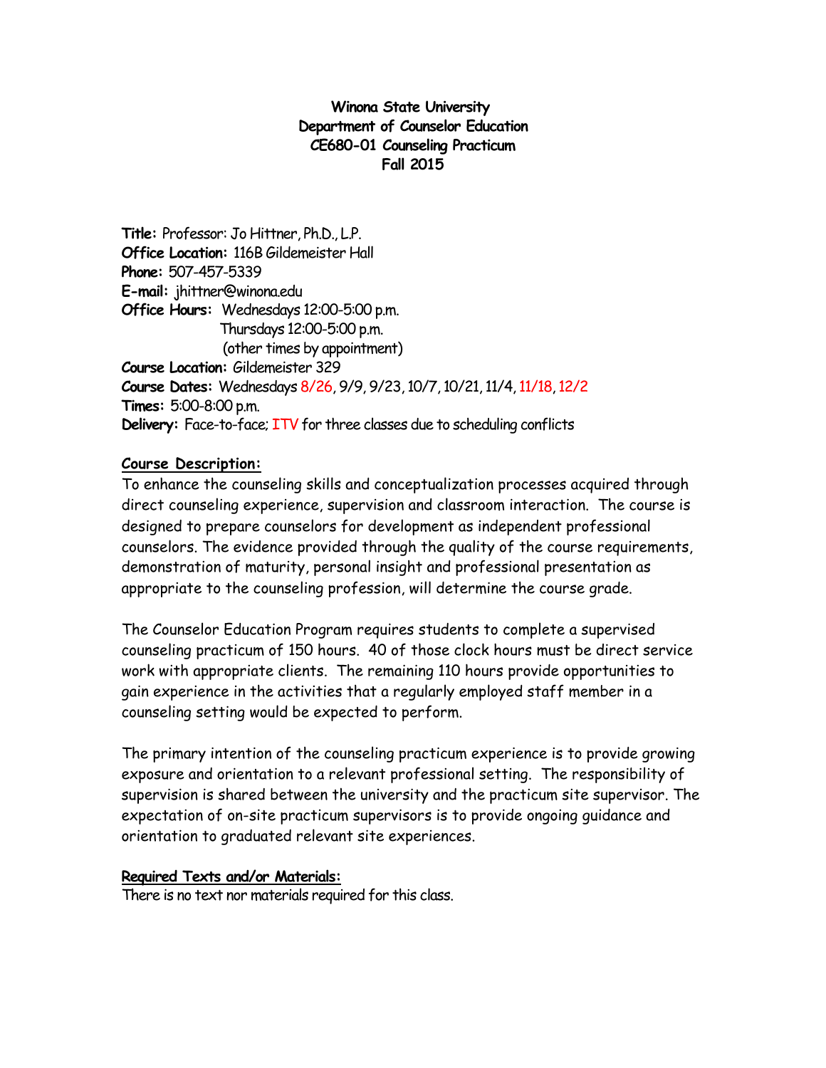**Winona State University**
**Department of Counselor Education**
**CE680-01 Counseling Practicum**
**Fall 2015**

**Title:** Professor: Jo Hittner, Ph.D., L.P.
**Office Location:** 116B Gildemeister Hall
**Phone:** 507-457-5339
**E-mail:** jhittner@winona.edu
**Office Hours:** Wednesdays 12:00-5:00 p.m.
Thursdays 12:00-5:00 p.m.
(other times by appointment)
**Course Location:** Gildemeister 329
**Course Dates:** Wednesdays 8/26, 9/9, 9/23, 10/7, 10/21, 11/4, 11/18, 12/2
**Times:** 5:00-8:00 p.m.
**Delivery:** Face-to-face; ITV for three classes due to scheduling conflicts

## Course Description:

To enhance the counseling skills and conceptualization processes acquired through direct counseling experience, supervision and classroom interaction. The course is designed to prepare counselors for development as independent professional counselors. The evidence provided through the quality of the course requirements, demonstration of maturity, personal insight and professional presentation as appropriate to the counseling profession, will determine the course grade.

The Counselor Education Program requires students to complete a supervised counseling practicum of 150 hours. 40 of those clock hours must be direct service work with appropriate clients. The remaining 110 hours provide opportunities to gain experience in the activities that a regularly employed staff member in a counseling setting would be expected to perform.

The primary intention of the counseling practicum experience is to provide growing exposure and orientation to a relevant professional setting. The responsibility of supervision is shared between the university and the practicum site supervisor. The expectation of on-site practicum supervisors is to provide ongoing guidance and orientation to graduated relevant site experiences.

## Required Texts and/or Materials:

There is no text nor materials required for this class.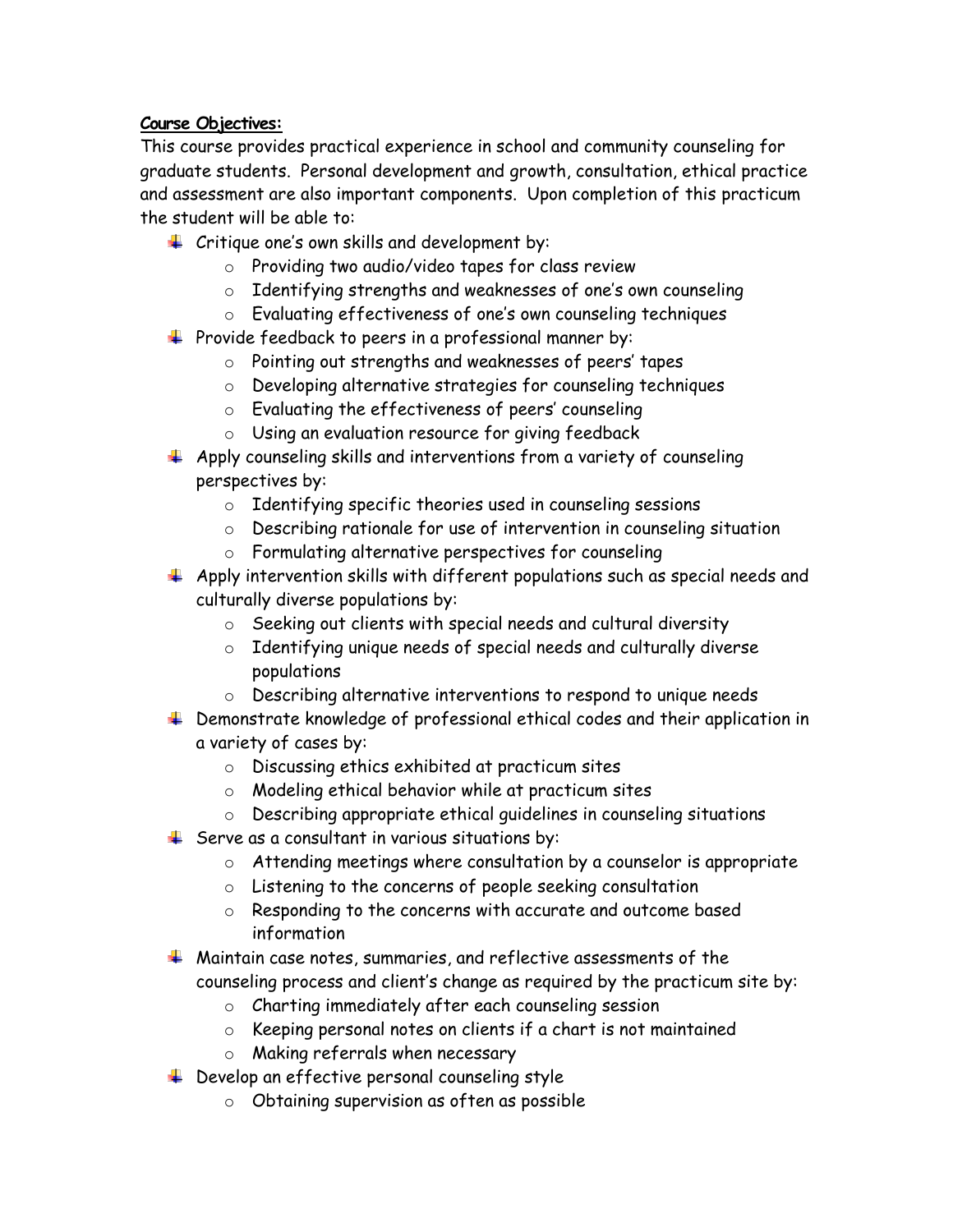**Course Objectives:**

This course provides practical experience in school and community counseling for graduate students. Personal development and growth, consultation, ethical practice and assessment are also important components. Upon completion of this practicum the student will be able to:

- Critique one's own skills and development by:
  - Providing two audio/video tapes for class review
  - Identifying strengths and weaknesses of one's own counseling
  - Evaluating effectiveness of one's own counseling techniques
- Provide feedback to peers in a professional manner by:
  - Pointing out strengths and weaknesses of peers' tapes
  - Developing alternative strategies for counseling techniques
  - Evaluating the effectiveness of peers' counseling
  - Using an evaluation resource for giving feedback
- Apply counseling skills and interventions from a variety of counseling perspectives by:
  - Identifying specific theories used in counseling sessions
  - Describing rationale for use of intervention in counseling situation
  - Formulating alternative perspectives for counseling
- Apply intervention skills with different populations such as special needs and culturally diverse populations by:
  - Seeking out clients with special needs and cultural diversity
  - Identifying unique needs of special needs and culturally diverse populations
  - Describing alternative interventions to respond to unique needs
- Demonstrate knowledge of professional ethical codes and their application in a variety of cases by:
  - Discussing ethics exhibited at practicum sites
  - Modeling ethical behavior while at practicum sites
  - Describing appropriate ethical guidelines in counseling situations
- Serve as a consultant in various situations by:
  - Attending meetings where consultation by a counselor is appropriate
  - Listening to the concerns of people seeking consultation
  - Responding to the concerns with accurate and outcome based information
- Maintain case notes, summaries, and reflective assessments of the counseling process and client's change as required by the practicum site by:
  - Charting immediately after each counseling session
  - Keeping personal notes on clients if a chart is not maintained
  - Making referrals when necessary
- Develop an effective personal counseling style
  - Obtaining supervision as often as possible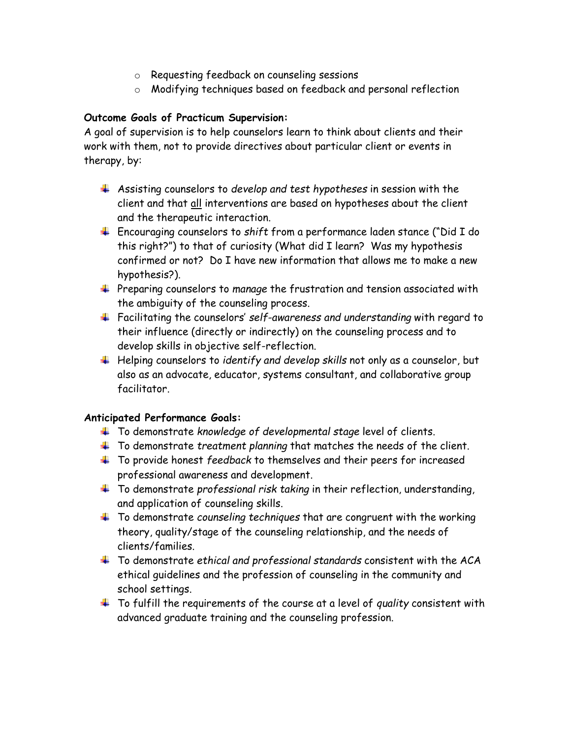- Requesting feedback on counseling sessions
  - Modifying techniques based on feedback and personal reflection

**Outcome Goals of Practicum Supervision:**
A goal of supervision is to help counselors learn to think about clients and their work with them, not to provide directives about particular client or events in therapy, by:

- Assisting counselors to *develop and test hypotheses* in session with the client and that all interventions are based on hypotheses about the client and the therapeutic interaction.
- Encouraging counselors to *shift* from a performance laden stance ("Did I do this right?") to that of curiosity (What did I learn? Was my hypothesis confirmed or not? Do I have new information that allows me to make a new hypothesis?).
- Preparing counselors to *manage* the frustration and tension associated with the ambiguity of the counseling process.
- Facilitating the counselors' *self-awareness and understanding* with regard to their influence (directly or indirectly) on the counseling process and to develop skills in objective self-reflection.
- Helping counselors to *identify and develop skills* not only as a counselor, but also as an advocate, educator, systems consultant, and collaborative group facilitator.

**Anticipated Performance Goals:**

- To demonstrate *knowledge of developmental stage* level of clients.
- To demonstrate *treatment planning* that matches the needs of the client.
- To provide honest *feedback* to themselves and their peers for increased professional awareness and development.
- To demonstrate *professional risk taking* in their reflection, understanding, and application of counseling skills.
- To demonstrate *counseling techniques* that are congruent with the working theory, quality/stage of the counseling relationship, and the needs of clients/families.
- To demonstrate *ethical and professional standards* consistent with the ACA ethical guidelines and the profession of counseling in the community and school settings.
- To fulfill the requirements of the course at a level of *quality* consistent with advanced graduate training and the counseling profession.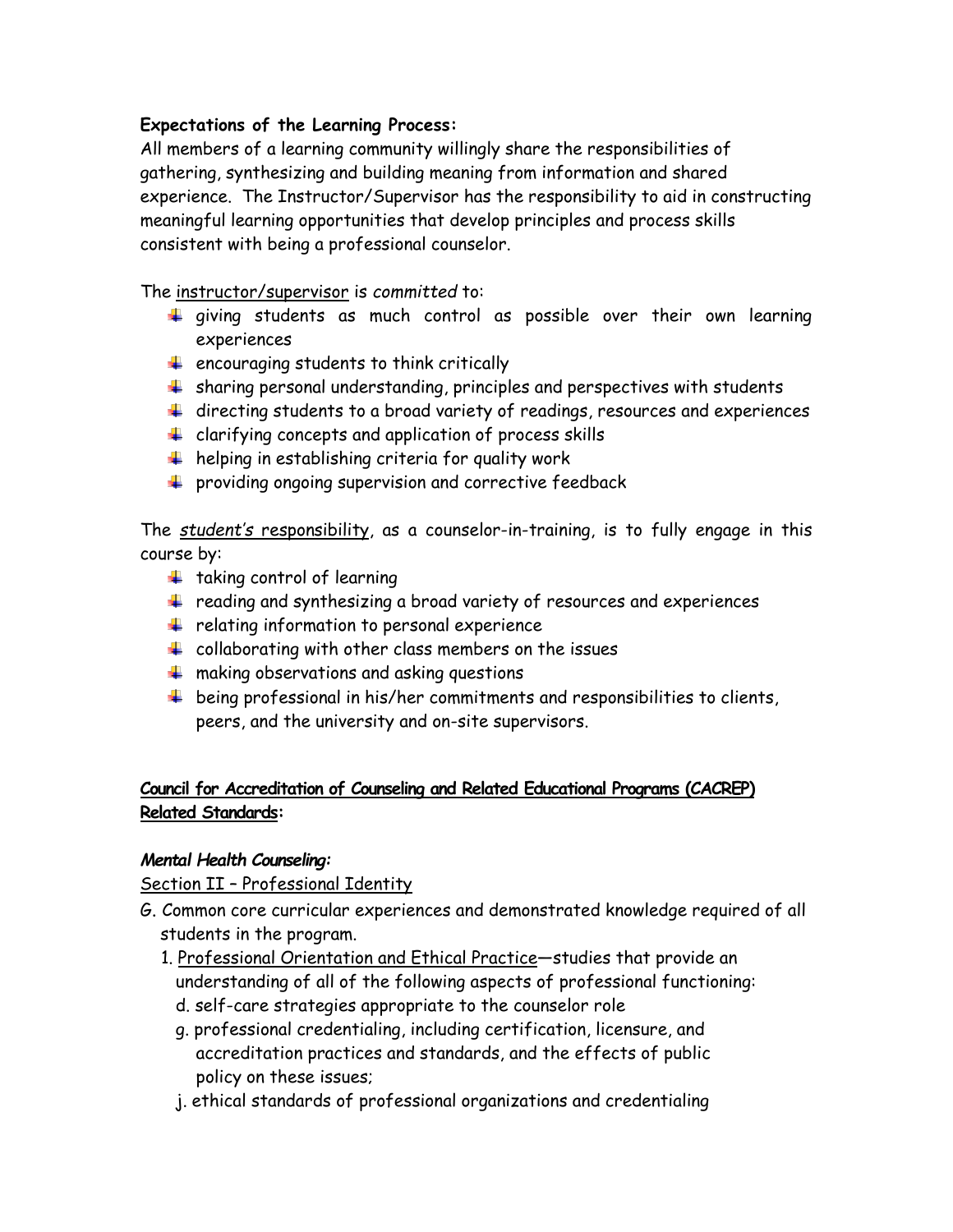**Expectations of the Learning Process:**

All members of a learning community willingly share the responsibilities of gathering, synthesizing and building meaning from information and shared experience. The Instructor/Supervisor has the responsibility to aid in constructing meaningful learning opportunities that develop principles and process skills consistent with being a professional counselor.

The instructor/supervisor is *committed* to:

- giving students as much control as possible over their own learning experiences
- encouraging students to think critically
- sharing personal understanding, principles and perspectives with students
- directing students to a broad variety of readings, resources and experiences
- clarifying concepts and application of process skills
- helping in establishing criteria for quality work
- providing ongoing supervision and corrective feedback

The ***student's* responsibility**, as a counselor-in-training, is to fully engage in this course by:

- taking control of learning
- reading and synthesizing a broad variety of resources and experiences
- relating information to personal experience
- collaborating with other class members on the issues
- making observations and asking questions
- being professional in his/her commitments and responsibilities to clients, peers, and the university and on-site supervisors.

**Council for Accreditation of Counseling and Related Educational Programs (CACREP) Related Standards:**

***Mental Health Counseling:***

Section II – Professional Identity

G. Common core curricular experiences and demonstrated knowledge required of all students in the program.

1. Professional Orientation and Ethical Practice—studies that provide an understanding of all of the following aspects of professional functioning:

   d. self-care strategies appropriate to the counselor role

   g. professional credentialing, including certification, licensure, and accreditation practices and standards, and the effects of public policy on these issues;

   j. ethical standards of professional organizations and credentialing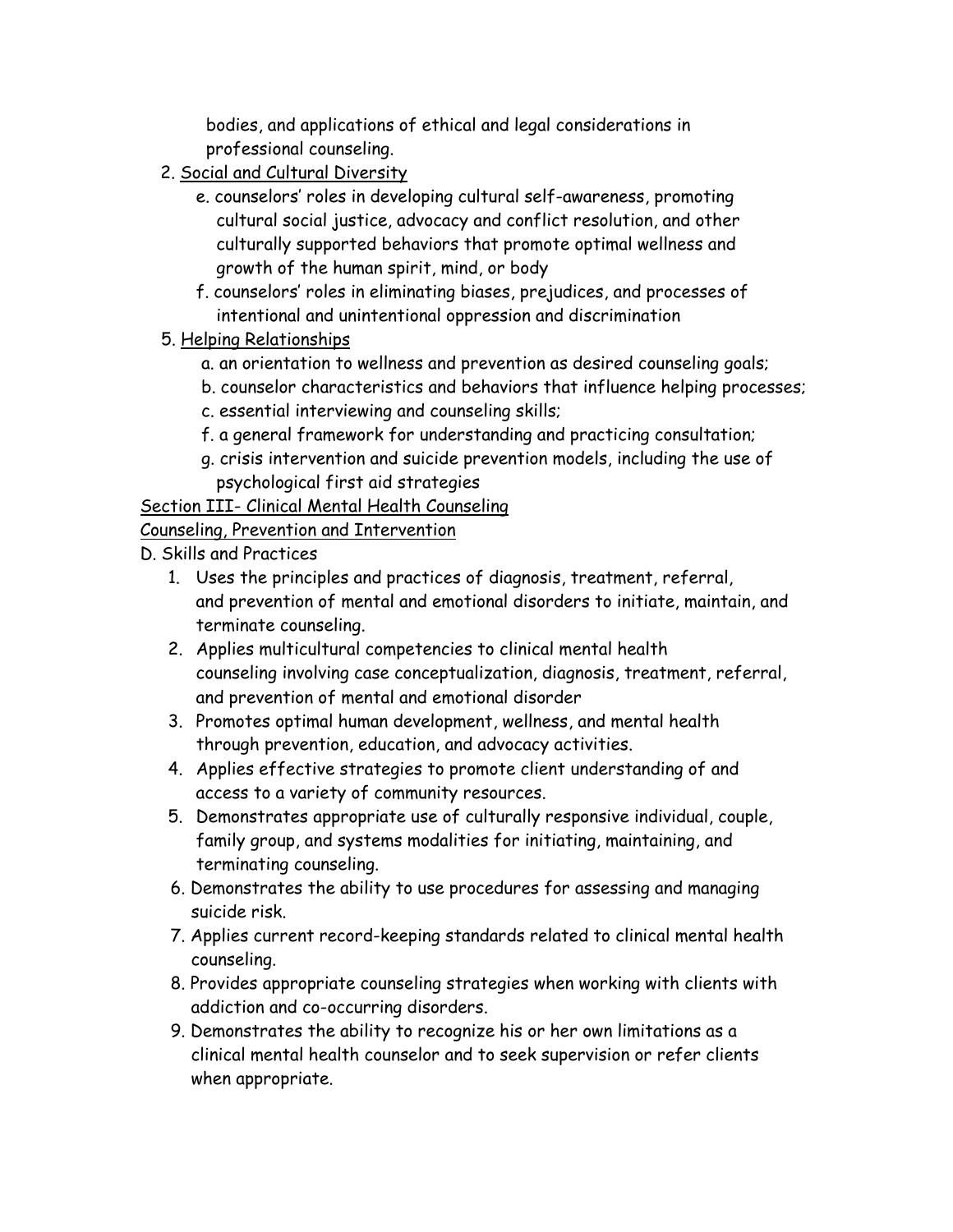bodies, and applications of ethical and legal considerations in professional counseling.

2. <u>Social and Cultural Diversity</u>
    e. counselors' roles in developing cultural self-awareness, promoting cultural social justice, advocacy and conflict resolution, and other culturally supported behaviors that promote optimal wellness and growth of the human spirit, mind, or body
    f. counselors' roles in eliminating biases, prejudices, and processes of intentional and unintentional oppression and discrimination

5. <u>Helping Relationships</u>
    a. an orientation to wellness and prevention as desired counseling goals;
    b. counselor characteristics and behaviors that influence helping processes;
    c. essential interviewing and counseling skills;
    f. a general framework for understanding and practicing consultation;
    g. crisis intervention and suicide prevention models, including the use of psychological first aid strategies

<u>Section III- Clinical Mental Health Counseling</u>

<u>Counseling, Prevention and Intervention</u>

D. Skills and Practices

1. Uses the principles and practices of diagnosis, treatment, referral, and prevention of mental and emotional disorders to initiate, maintain, and terminate counseling.
2. Applies multicultural competencies to clinical mental health counseling involving case conceptualization, diagnosis, treatment, referral, and prevention of mental and emotional disorder
3. Promotes optimal human development, wellness, and mental health through prevention, education, and advocacy activities.
4. Applies effective strategies to promote client understanding of and access to a variety of community resources.
5. Demonstrates appropriate use of culturally responsive individual, couple, family group, and systems modalities for initiating, maintaining, and terminating counseling.
6. Demonstrates the ability to use procedures for assessing and managing suicide risk.
7. Applies current record-keeping standards related to clinical mental health counseling.
8. Provides appropriate counseling strategies when working with clients with addiction and co-occurring disorders.
9. Demonstrates the ability to recognize his or her own limitations as a clinical mental health counselor and to seek supervision or refer clients when appropriate.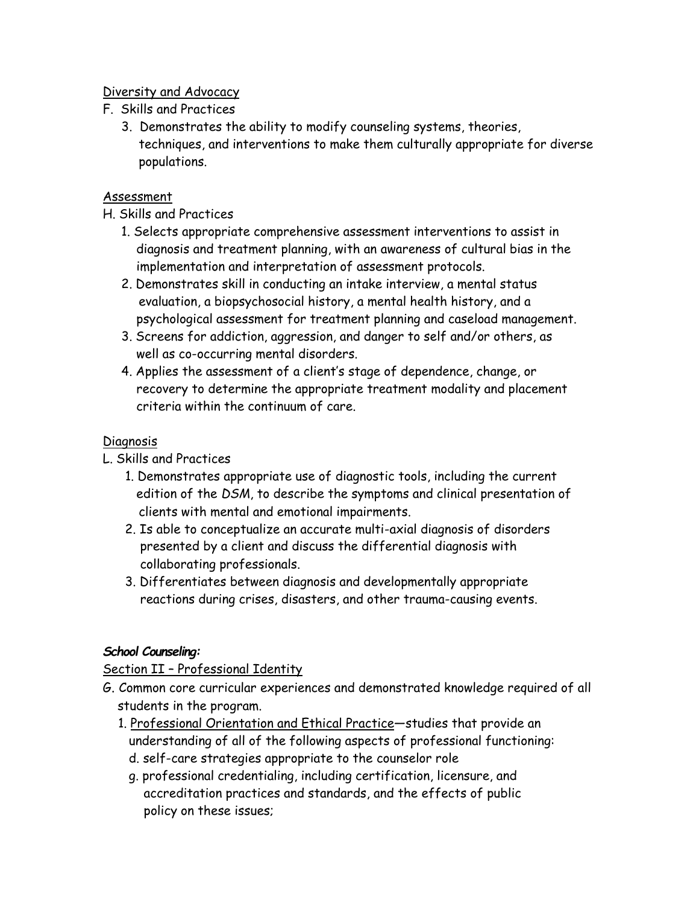Diversity and Advocacy

F. Skills and Practices

3. Demonstrates the ability to modify counseling systems, theories, techniques, and interventions to make them culturally appropriate for diverse populations.

Assessment

H. Skills and Practices

1. Selects appropriate comprehensive assessment interventions to assist in diagnosis and treatment planning, with an awareness of cultural bias in the implementation and interpretation of assessment protocols.
2. Demonstrates skill in conducting an intake interview, a mental status evaluation, a biopsychosocial history, a mental health history, and a psychological assessment for treatment planning and caseload management.
3. Screens for addiction, aggression, and danger to self and/or others, as well as co-occurring mental disorders.
4. Applies the assessment of a client's stage of dependence, change, or recovery to determine the appropriate treatment modality and placement criteria within the continuum of care.

Diagnosis

L. Skills and Practices

1. Demonstrates appropriate use of diagnostic tools, including the current edition of the *DSM*, to describe the symptoms and clinical presentation of clients with mental and emotional impairments.
2. Is able to conceptualize an accurate multi-axial diagnosis of disorders presented by a client and discuss the differential diagnosis with collaborating professionals.
3. Differentiates between diagnosis and developmentally appropriate reactions during crises, disasters, and other trauma-causing events.

***School Counseling:***

Section II – Professional Identity

G. Common core curricular experiences and demonstrated knowledge required of all students in the program.

1. Professional Orientation and Ethical Practice—studies that provide an understanding of all of the following aspects of professional functioning:
   d. self-care strategies appropriate to the counselor role
   g. professional credentialing, including certification, licensure, and accreditation practices and standards, and the effects of public policy on these issues;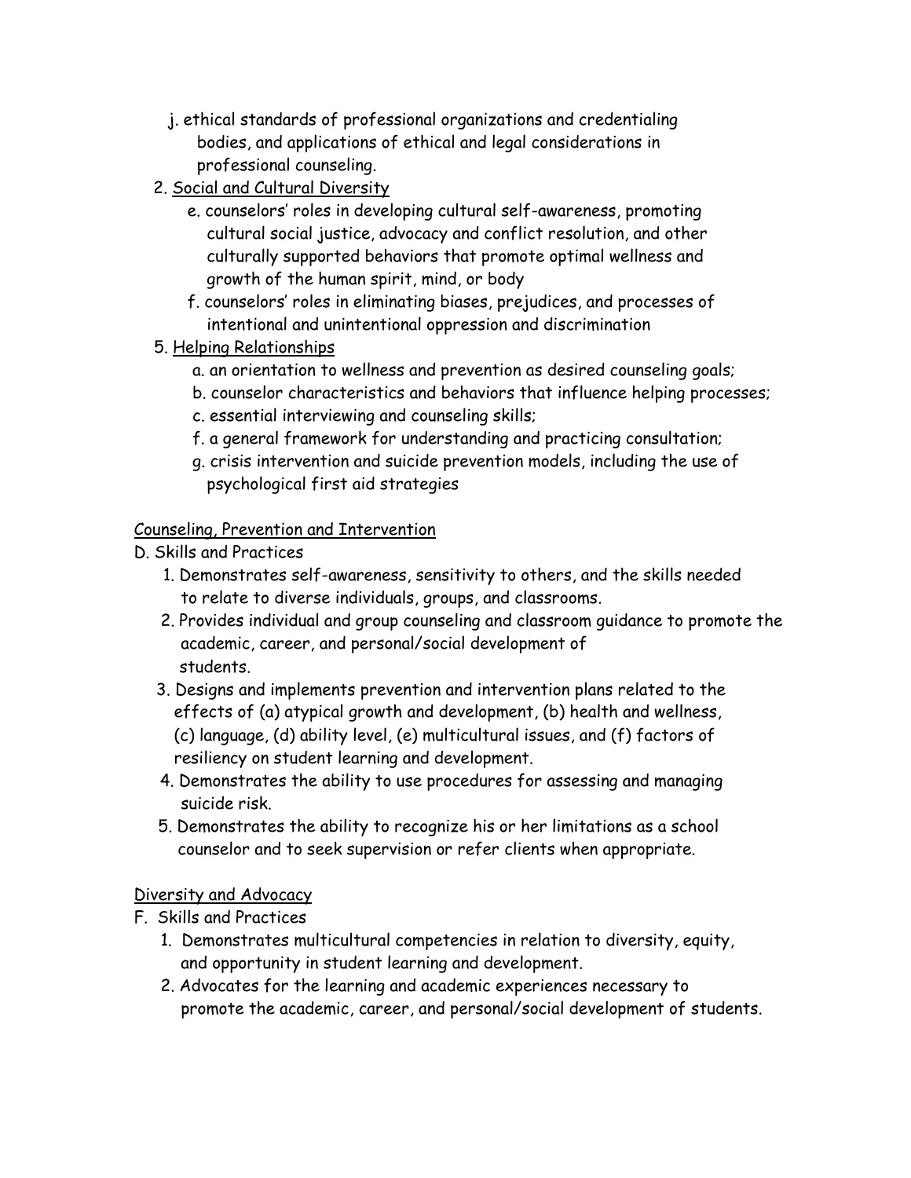j. ethical standards of professional organizations and credentialing bodies, and applications of ethical and legal considerations in professional counseling.

2. Social and Cultural Diversity
   - e. counselors' roles in developing cultural self-awareness, promoting cultural social justice, advocacy and conflict resolution, and other culturally supported behaviors that promote optimal wellness and growth of the human spirit, mind, or body
   - f. counselors' roles in eliminating biases, prejudices, and processes of intentional and unintentional oppression and discrimination

5. Helping Relationships
   - a. an orientation to wellness and prevention as desired counseling goals;
   - b. counselor characteristics and behaviors that influence helping processes;
   - c. essential interviewing and counseling skills;
   - f. a general framework for understanding and practicing consultation;
   - g. crisis intervention and suicide prevention models, including the use of psychological first aid strategies

Counseling, Prevention and Intervention

D. Skills and Practices

1. Demonstrates self-awareness, sensitivity to others, and the skills needed to relate to diverse individuals, groups, and classrooms.
2. Provides individual and group counseling and classroom guidance to promote the academic, career, and personal/social development of students.
3. Designs and implements prevention and intervention plans related to the effects of (a) atypical growth and development, (b) health and wellness, (c) language, (d) ability level, (e) multicultural issues, and (f) factors of resiliency on student learning and development.
4. Demonstrates the ability to use procedures for assessing and managing suicide risk.
5. Demonstrates the ability to recognize his or her limitations as a school counselor and to seek supervision or refer clients when appropriate.

Diversity and Advocacy

F. Skills and Practices

1. Demonstrates multicultural competencies in relation to diversity, equity, and opportunity in student learning and development.
2. Advocates for the learning and academic experiences necessary to promote the academic, career, and personal/social development of students.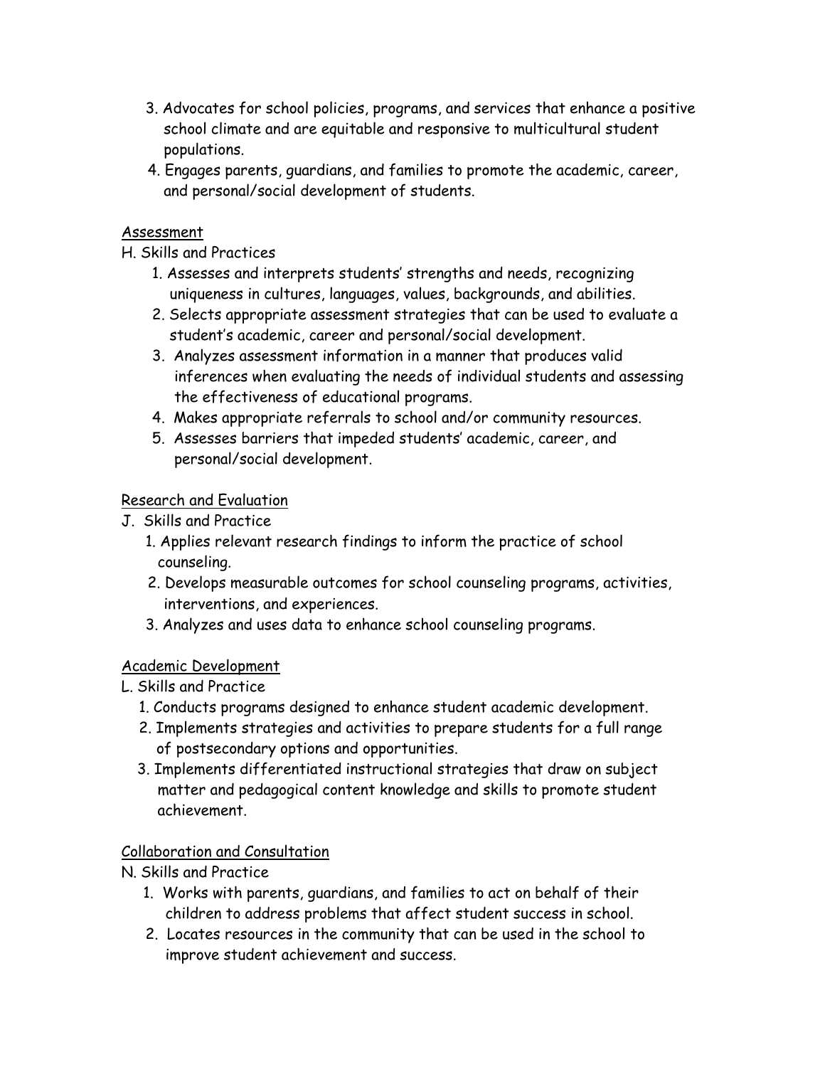3. Advocates for school policies, programs, and services that enhance a positive school climate and are equitable and responsive to multicultural student populations.
4. Engages parents, guardians, and families to promote the academic, career, and personal/social development of students.

<u>Assessment</u>

H. Skills and Practices

1. Assesses and interprets students' strengths and needs, recognizing uniqueness in cultures, languages, values, backgrounds, and abilities.
2. Selects appropriate assessment strategies that can be used to evaluate a student's academic, career and personal/social development.
3. Analyzes assessment information in a manner that produces valid inferences when evaluating the needs of individual students and assessing the effectiveness of educational programs.
4. Makes appropriate referrals to school and/or community resources.
5. Assesses barriers that impeded students' academic, career, and personal/social development.

<u>Research and Evaluation</u>

J. Skills and Practice

1. Applies relevant research findings to inform the practice of school counseling.
2. Develops measurable outcomes for school counseling programs, activities, interventions, and experiences.
3. Analyzes and uses data to enhance school counseling programs.

<u>Academic Development</u>

L. Skills and Practice

1. Conducts programs designed to enhance student academic development.
2. Implements strategies and activities to prepare students for a full range of postsecondary options and opportunities.
3. Implements differentiated instructional strategies that draw on subject matter and pedagogical content knowledge and skills to promote student achievement.

<u>Collaboration and Consultation</u>

N. Skills and Practice

1. Works with parents, guardians, and families to act on behalf of their children to address problems that affect student success in school.
2. Locates resources in the community that can be used in the school to improve student achievement and success.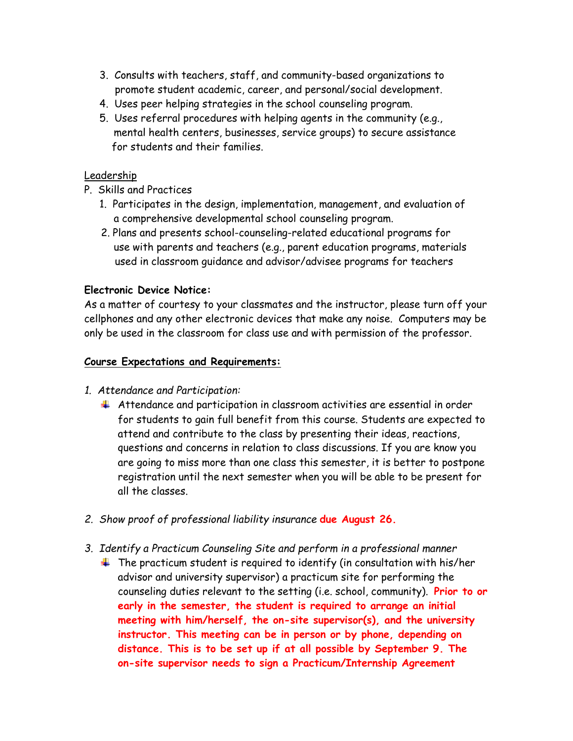3. Consults with teachers, staff, and community-based organizations to promote student academic, career, and personal/social development.
4. Uses peer helping strategies in the school counseling program.
5. Uses referral procedures with helping agents in the community (e.g., mental health centers, businesses, service groups) to secure assistance for students and their families.

<u>Leadership</u>

P. Skills and Practices

1. Participates in the design, implementation, management, and evaluation of a comprehensive developmental school counseling program.
2. Plans and presents school-counseling-related educational programs for use with parents and teachers (e.g., parent education programs, materials used in classroom guidance and advisor/advisee programs for teachers

**Electronic Device Notice:**

As a matter of courtesy to your classmates and the instructor, please turn off your cellphones and any other electronic devices that make any noise. Computers may be only be used in the classroom for class use and with permission of the professor.

**<u>Course Expectations and Requirements:</u>**

1. *Attendance and Participation:*
   - Attendance and participation in classroom activities are essential in order for students to gain full benefit from this course. Students are expected to attend and contribute to the class by presenting their ideas, reactions, questions and concerns in relation to class discussions. If you are know you are going to miss more than one class this semester, it is better to postpone registration until the next semester when you will be able to be present for all the classes.

2. *Show proof of professional liability insurance* **due August 26.**

3. *Identify a Practicum Counseling Site and perform in a professional manner*
   - The practicum student is required to identify (in consultation with his/her advisor and university supervisor) a practicum site for performing the counseling duties relevant to the setting (i.e. school, community). **Prior to or early in the semester, the student is required to arrange an initial meeting with him/herself, the on-site supervisor(s), and the university instructor. This meeting can be in person or by phone, depending on distance. This is to be set up if at all possible by September 9. The on-site supervisor needs to sign a Practicum/Internship Agreement**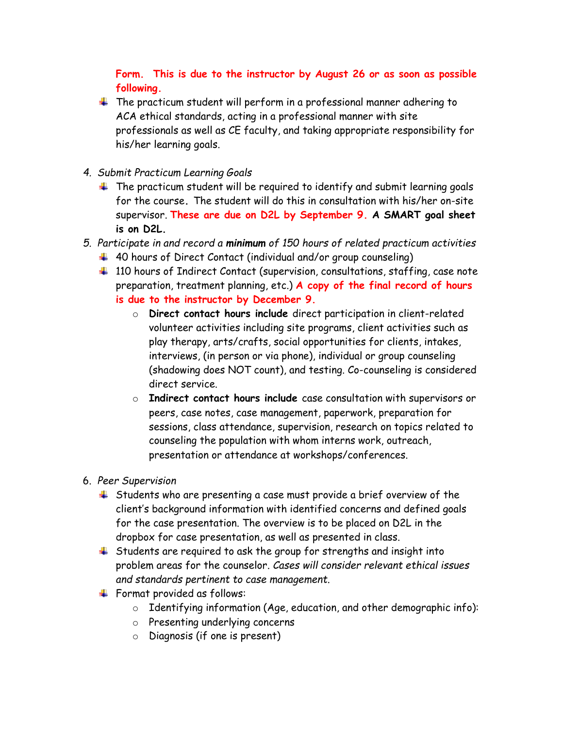**Form. This is due to the instructor by August 26 or as soon as possible following.**

- The practicum student will perform in a professional manner adhering to ACA ethical standards, acting in a professional manner with site professionals as well as CE faculty, and taking appropriate responsibility for his/her learning goals.

4. *Submit Practicum Learning Goals*
   - The practicum student will be required to identify and submit learning goals for the course. The student will do this in consultation with his/her on-site supervisor. **These are due on D2L by September 9. A SMART goal sheet is on D2L.**
5. *Participate in and record a **minimum** of 150 hours of related practicum activities*
   - 40 hours of Direct Contact (individual and/or group counseling)
   - 110 hours of Indirect Contact (supervision, consultations, staffing, case note preparation, treatment planning, etc.) **A copy of the final record of hours is due to the instructor by December 9.**
     - **Direct contact hours include** direct participation in client-related volunteer activities including site programs, client activities such as play therapy, arts/crafts, social opportunities for clients, intakes, interviews, (in person or via phone), individual or group counseling (shadowing does NOT count), and testing. Co-counseling is considered direct service.
     - **Indirect contact hours include** case consultation with supervisors or peers, case notes, case management, paperwork, preparation for sessions, class attendance, supervision, research on topics related to counseling the population with whom interns work, outreach, presentation or attendance at workshops/conferences.

6. *Peer Supervision*
   - Students who are presenting a case must provide a brief overview of the client's background information with identified concerns and defined goals for the case presentation. The overview is to be placed on D2L in the dropbox for case presentation, as well as presented in class.
   - Students are required to ask the group for strengths and insight into problem areas for the counselor. *Cases will consider relevant ethical issues and standards pertinent to case management.*
   - Format provided as follows:
     - Identifying information (Age, education, and other demographic info):
     - Presenting underlying concerns
     - Diagnosis (if one is present)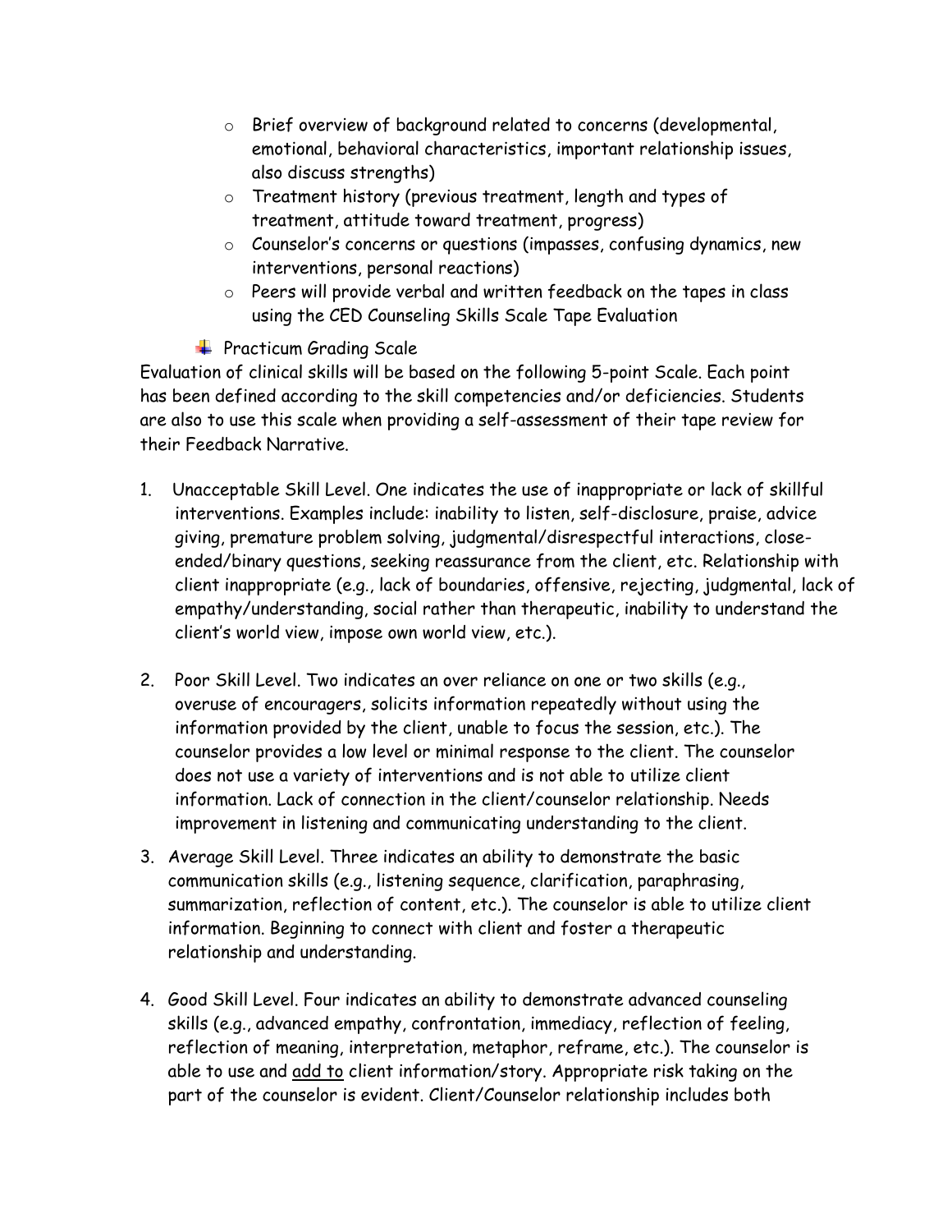- Brief overview of background related to concerns (developmental, emotional, behavioral characteristics, important relationship issues, also discuss strengths)
- Treatment history (previous treatment, length and types of treatment, attitude toward treatment, progress)
- Counselor's concerns or questions (impasses, confusing dynamics, new interventions, personal reactions)
- Peers will provide verbal and written feedback on the tapes in class using the CED Counseling Skills Scale Tape Evaluation

- Practicum Grading Scale

Evaluation of clinical skills will be based on the following 5-point Scale. Each point has been defined according to the skill competencies and/or deficiencies. Students are also to use this scale when providing a self-assessment of their tape review for their Feedback Narrative.

1. Unacceptable Skill Level. One indicates the use of inappropriate or lack of skillful interventions. Examples include: inability to listen, self-disclosure, praise, advice giving, premature problem solving, judgmental/disrespectful interactions, close-ended/binary questions, seeking reassurance from the client, etc. Relationship with client inappropriate (e.g., lack of boundaries, offensive, rejecting, judgmental, lack of empathy/understanding, social rather than therapeutic, inability to understand the client's world view, impose own world view, etc.).

2. Poor Skill Level. Two indicates an over reliance on one or two skills (e.g., overuse of encouragers, solicits information repeatedly without using the information provided by the client, unable to focus the session, etc.). The counselor provides a low level or minimal response to the client. The counselor does not use a variety of interventions and is not able to utilize client information. Lack of connection in the client/counselor relationship. Needs improvement in listening and communicating understanding to the client.

3. Average Skill Level. Three indicates an ability to demonstrate the basic communication skills (e.g., listening sequence, clarification, paraphrasing, summarization, reflection of content, etc.). The counselor is able to utilize client information. Beginning to connect with client and foster a therapeutic relationship and understanding.

4. Good Skill Level. Four indicates an ability to demonstrate advanced counseling skills (e.g., advanced empathy, confrontation, immediacy, reflection of feeling, reflection of meaning, interpretation, metaphor, reframe, etc.). The counselor is able to use and <u>add to</u> client information/story. Appropriate risk taking on the part of the counselor is evident. Client/Counselor relationship includes both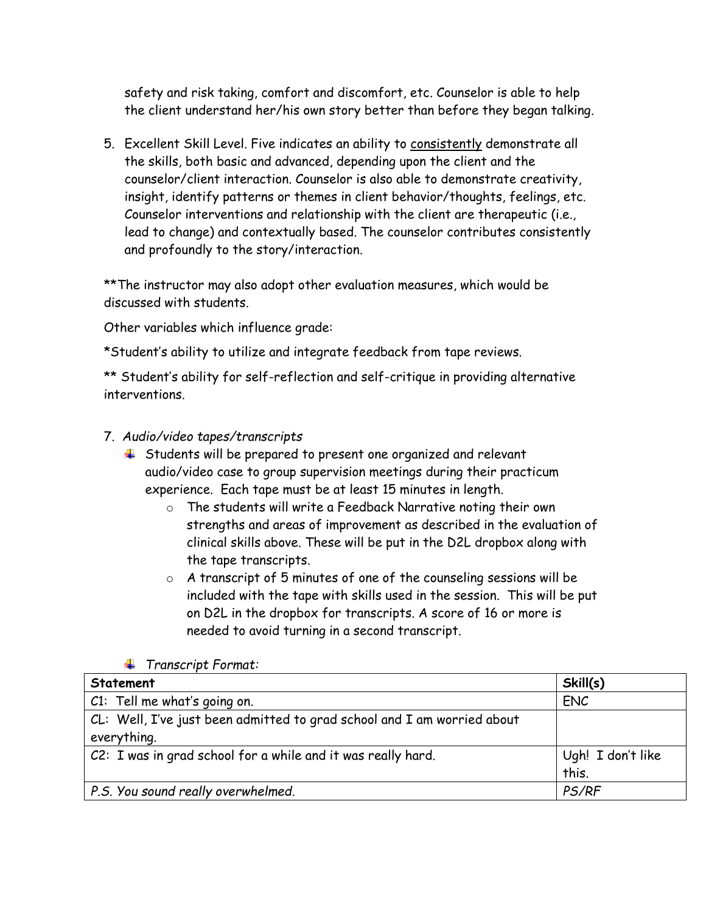safety and risk taking, comfort and discomfort, etc. Counselor is able to help the client understand her/his own story better than before they began talking.

5. Excellent Skill Level. Five indicates an ability to consistently demonstrate all the skills, both basic and advanced, depending upon the client and the counselor/client interaction. Counselor is also able to demonstrate creativity, insight, identify patterns or themes in client behavior/thoughts, feelings, etc. Counselor interventions and relationship with the client are therapeutic (i.e., lead to change) and contextually based. The counselor contributes consistently and profoundly to the story/interaction.

**The instructor may also adopt other evaluation measures, which would be discussed with students.

Other variables which influence grade:

*Student's ability to utilize and integrate feedback from tape reviews.

** Student's ability for self-reflection and self-critique in providing alternative interventions.

7. *Audio/video tapes/transcripts*
   - Students will be prepared to present one organized and relevant audio/video case to group supervision meetings during their practicum experience. Each tape must be at least 15 minutes in length.
     - The students will write a Feedback Narrative noting their own strengths and areas of improvement as described in the evaluation of clinical skills above. These will be put in the D2L dropbox along with the tape transcripts.
     - A transcript of 5 minutes of one of the counseling sessions will be included with the tape with skills used in the session. This will be put on D2L in the dropbox for transcripts. A score of 16 or more is needed to avoid turning in a second transcript.
   - *Transcript Format:*

| Statement | Skill(s) |
|---|---|
| C1: Tell me what's going on. | ENC |
| CL: Well, I've just been admitted to grad school and I am worried about everything. | |
| C2: I was in grad school for a while and it was really hard. | Ugh! I don't like this. |
| *P.S. You sound really overwhelmed.* | *PS/RF* |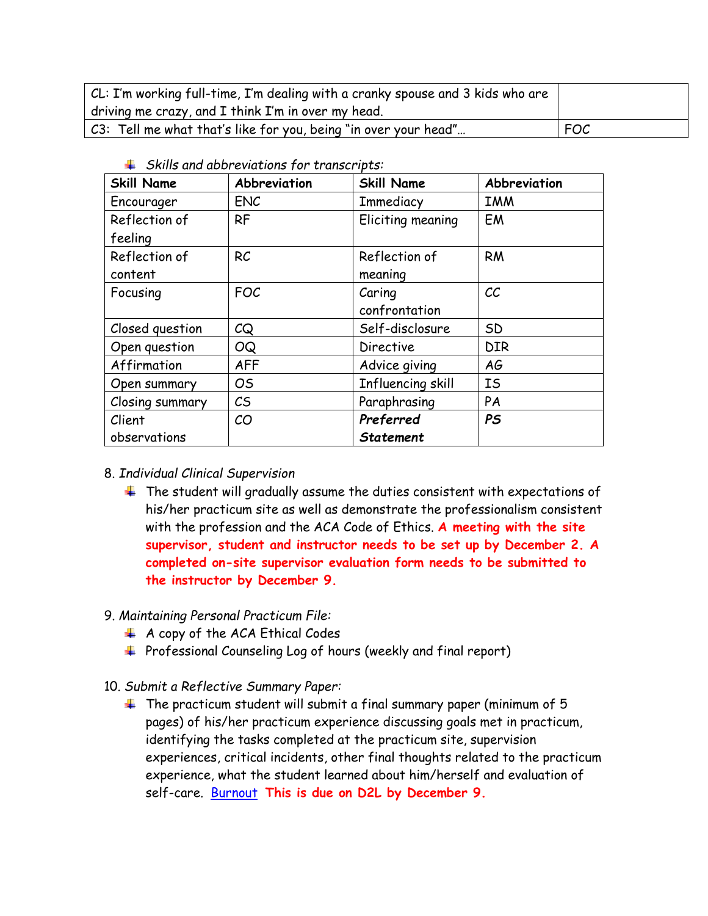| CL: I'm working full-time, I'm dealing with a cranky spouse and 3 kids who are driving me crazy, and I think I'm in over my head. | |
| --- | --- |
| C3: Tell me what that's like for you, being "in over your head"… | FOC |

- *Skills and abbreviations for transcripts:*

| Skill Name | Abbreviation | Skill Name | Abbreviation |
| --- | --- | --- | --- |
| Encourager | ENC | Immediacy | IMM |
| Reflection of feeling | RF | Eliciting meaning | EM |
| Reflection of content | RC | Reflection of meaning | RM |
| Focusing | FOC | Caring confrontation | CC |
| Closed question | CQ | Self-disclosure | SD |
| Open question | OQ | Directive | DIR |
| Affirmation | AFF | Advice giving | AG |
| Open summary | OS | Influencing skill | IS |
| Closing summary | CS | Paraphrasing | PA |
| Client observations | CO | ***Preferred Statement*** | ***PS*** |

8. *Individual Clinical Supervision*
   - The student will gradually assume the duties consistent with expectations of his/her practicum site as well as demonstrate the professionalism consistent with the profession and the ACA Code of Ethics. **A meeting with the site supervisor, student and instructor needs to be set up by December 2. A completed on-site supervisor evaluation form needs to be submitted to the instructor by December 9.**

9. *Maintaining Personal Practicum File:*
   - A copy of the ACA Ethical Codes
   - Professional Counseling Log of hours (weekly and final report)

10. *Submit a Reflective Summary Paper:*
    - The practicum student will submit a final summary paper (minimum of 5 pages) of his/her practicum experience discussing goals met in practicum, identifying the tasks completed at the practicum site, supervision experiences, critical incidents, other final thoughts related to the practicum experience, what the student learned about him/herself and evaluation of self-care. Burnout **This is due on D2L by December 9.**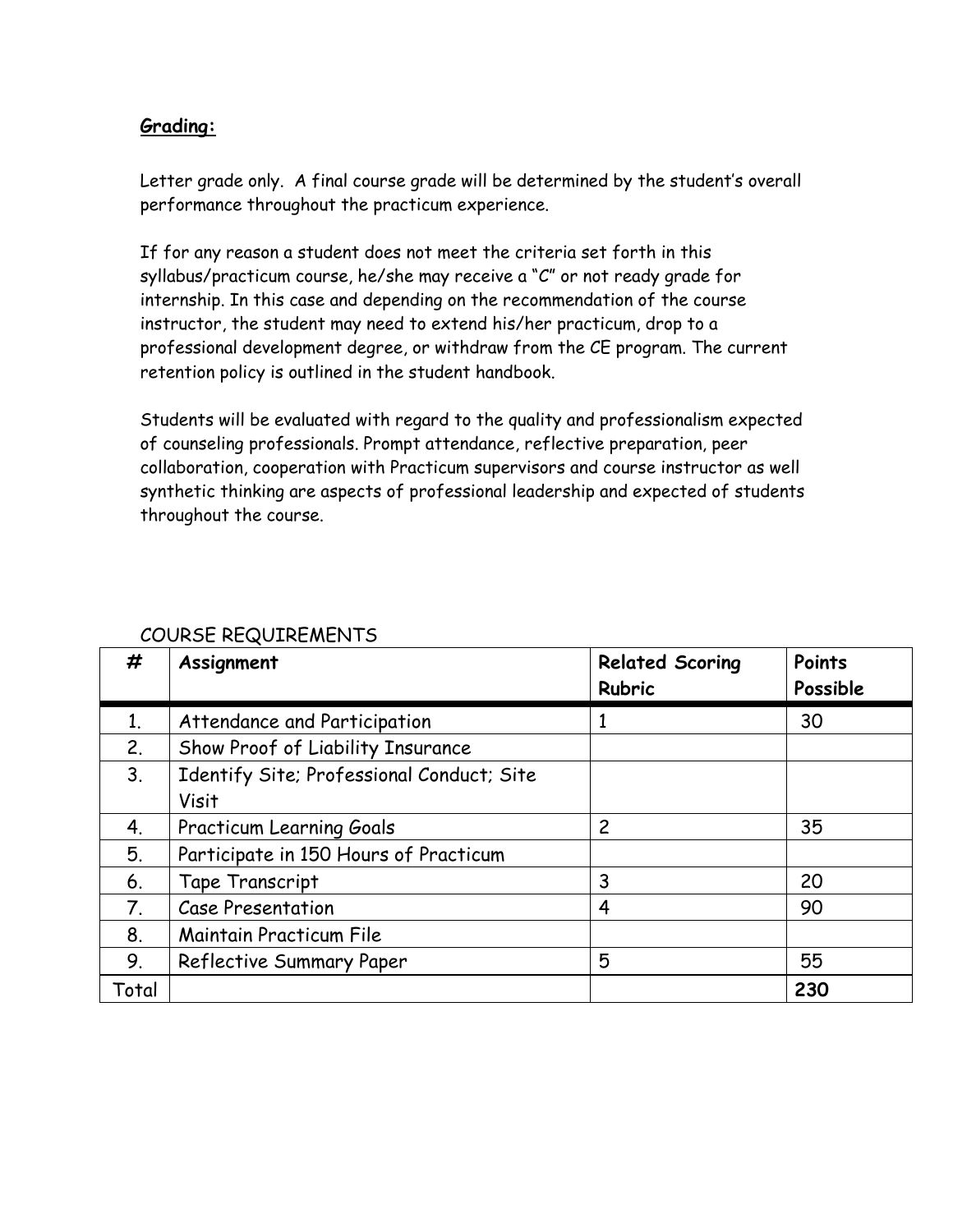**Grading:**

Letter grade only. A final course grade will be determined by the student's overall performance throughout the practicum experience.

If for any reason a student does not meet the criteria set forth in this syllabus/practicum course, he/she may receive a "C" or not ready grade for internship. In this case and depending on the recommendation of the course instructor, the student may need to extend his/her practicum, drop to a professional development degree, or withdraw from the CE program. The current retention policy is outlined in the student handbook.

Students will be evaluated with regard to the quality and professionalism expected of counseling professionals. Prompt attendance, reflective preparation, peer collaboration, cooperation with Practicum supervisors and course instructor as well synthetic thinking are aspects of professional leadership and expected of students throughout the course.

COURSE REQUIREMENTS

| # | Assignment | Related Scoring Rubric | Points Possible |
|---|---|---|---|
| 1. | Attendance and Participation | 1 | 30 |
| 2. | Show Proof of Liability Insurance | | |
| 3. | Identify Site; Professional Conduct; Site Visit | | |
| 4. | Practicum Learning Goals | 2 | 35 |
| 5. | Participate in 150 Hours of Practicum | | |
| 6. | Tape Transcript | 3 | 20 |
| 7. | Case Presentation | 4 | 90 |
| 8. | Maintain Practicum File | | |
| 9. | Reflective Summary Paper | 5 | 55 |
| Total | | | **230** |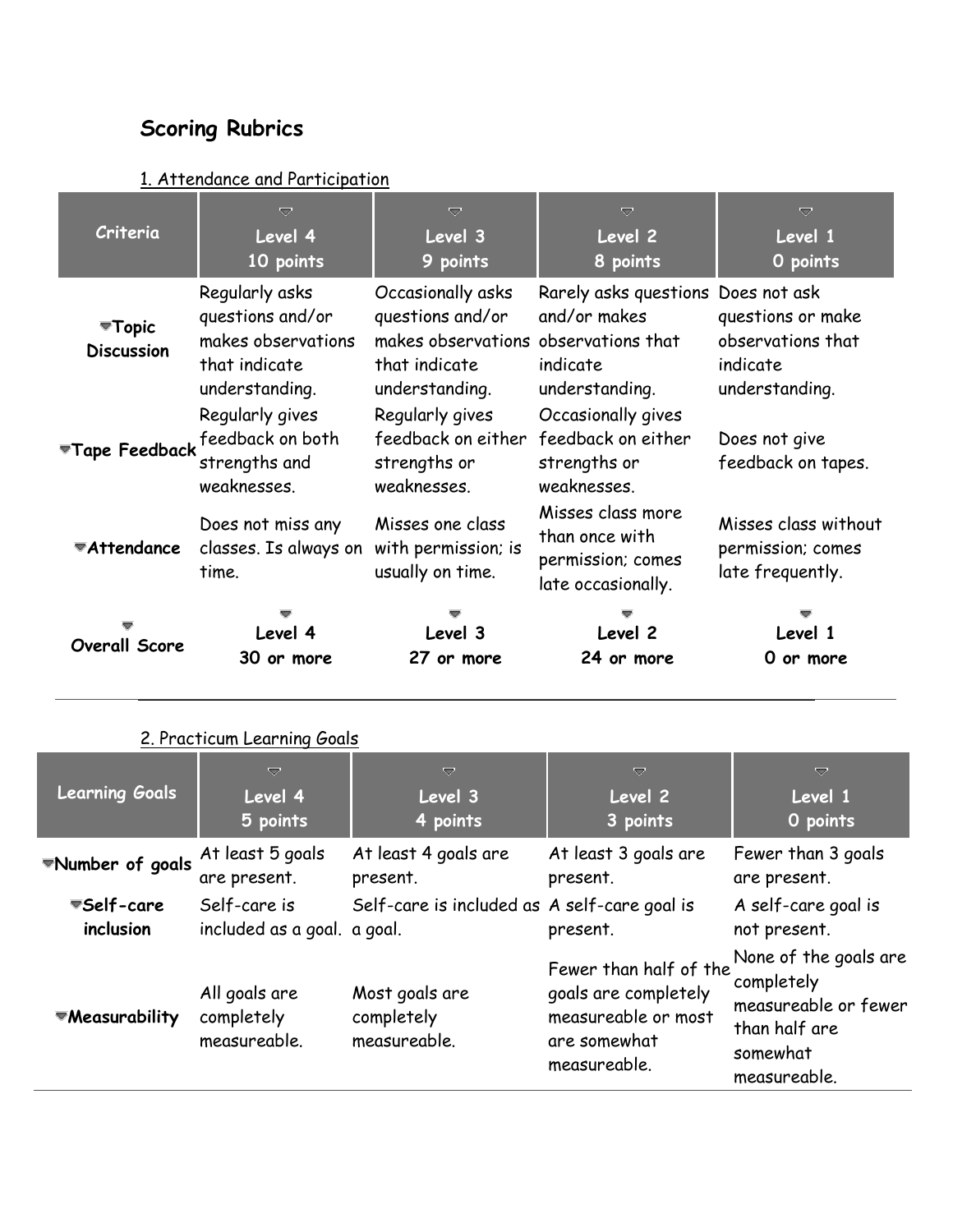## Scoring Rubrics

1. Attendance and Participation

| Criteria | Level 4 10 points | Level 3 9 points | Level 2 8 points | Level 1 0 points |
|---|---|---|---|---|
| **Topic Discussion** | Regularly asks questions and/or makes observations that indicate understanding. | Occasionally asks questions and/or makes observations that indicate understanding. | Rarely asks questions and/or makes observations that indicate understanding. | Does not ask questions or make observations that indicate understanding. |
| **Tape Feedback** | Regularly gives feedback on both strengths and weaknesses. | Regularly gives feedback on either strengths or weaknesses. | Occasionally gives feedback on either strengths or weaknesses. | Does not give feedback on tapes. |
| **Attendance** | Does not miss any classes. Is always on time. | Misses one class with permission; is usually on time. | Misses class more than once with permission; comes late occasionally. | Misses class without permission; comes late frequently. |
| **Overall Score** | **Level 4 30 or more** | **Level 3 27 or more** | **Level 2 24 or more** | **Level 1 0 or more** |

2. Practicum Learning Goals

| Learning Goals | Level 4 5 points | Level 3 4 points | Level 2 3 points | Level 1 0 points |
|---|---|---|---|---|
| **Number of goals** | At least 5 goals are present. | At least 4 goals are present. | At least 3 goals are present. | Fewer than 3 goals are present. |
| **Self-care inclusion** | Self-care is included as a goal. | Self-care is included as a goal. | A self-care goal is present. | A self-care goal is not present. |
| **Measurability** | All goals are completely measureable. | Most goals are completely measureable. | Fewer than half of the goals are completely measureable or most are somewhat measureable. | None of the goals are completely measureable or fewer than half are somewhat measureable. |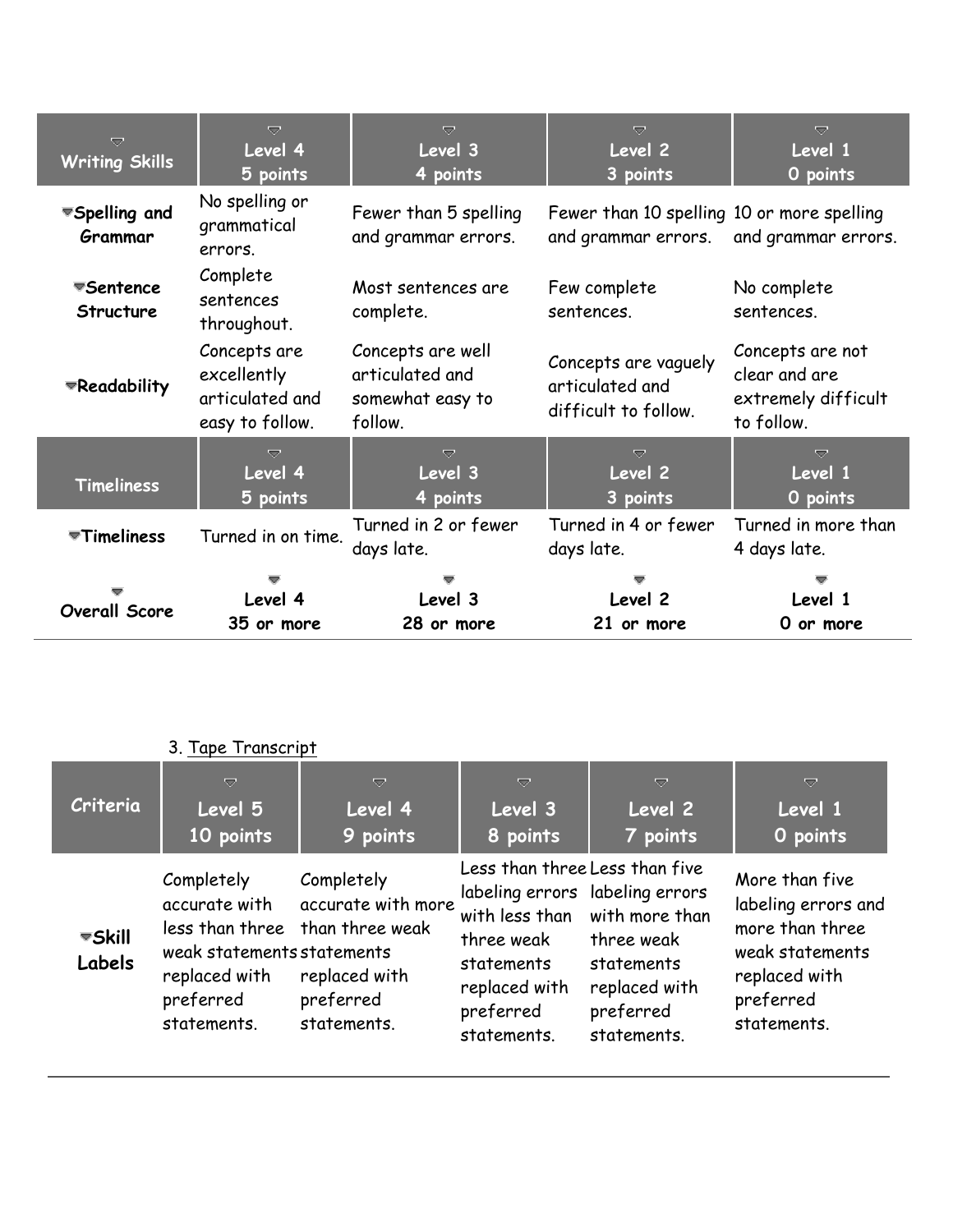| Writing Skills | Level 4<br>5 points | Level 3<br>4 points | Level 2<br>3 points | Level 1<br>0 points |
|---|---|---|---|---|
| **Spelling and Grammar** | No spelling or grammatical errors. | Fewer than 5 spelling and grammar errors. | Fewer than 10 spelling and grammar errors. | 10 or more spelling and grammar errors. |
| **Sentence Structure** | Complete sentences throughout. | Most sentences are complete. | Few complete sentences. | No complete sentences. |
| **Readability** | Concepts are excellently articulated and easy to follow. | Concepts are well articulated and somewhat easy to follow. | Concepts are vaguely articulated and difficult to follow. | Concepts are not clear and are extremely difficult to follow. |
| **Timeliness** | **Level 4<br>5 points** | **Level 3<br>4 points** | **Level 2<br>3 points** | **Level 1<br>0 points** |
| **Timeliness** | Turned in on time. | Turned in 2 or fewer days late. | Turned in 4 or fewer days late. | Turned in more than 4 days late. |
| **Overall Score** | **Level 4<br>35 or more** | **Level 3<br>28 or more** | **Level 2<br>21 or more** | **Level 1<br>0 or more** |

3. Tape Transcript

| Criteria | Level 5<br>10 points | Level 4<br>9 points | Level 3<br>8 points | Level 2<br>7 points | Level 1<br>0 points |
|---|---|---|---|---|---|
| **Skill Labels** | Completely accurate with less than three weak statements replaced with preferred statements. | Completely accurate with more than three weak statements replaced with preferred statements. | Less than three labeling errors with less than three weak statements replaced with preferred statements. | Less than five labeling errors with more than three weak statements replaced with preferred statements. | More than five labeling errors and more than three weak statements replaced with preferred statements. |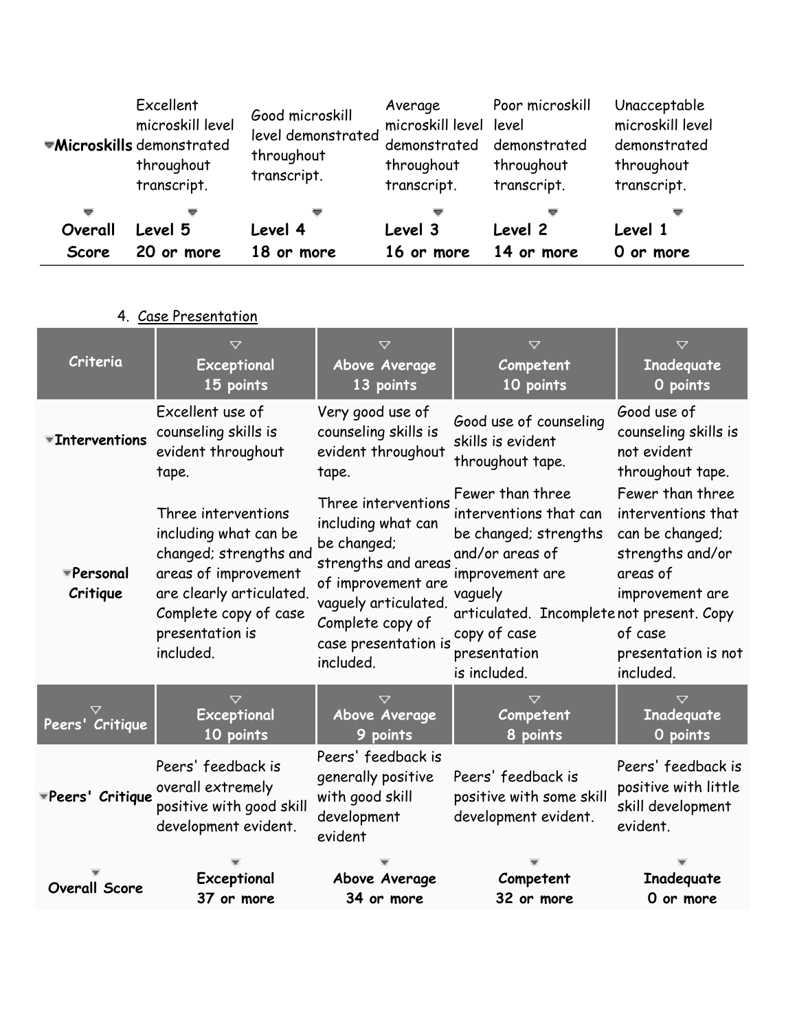| | | | | | |
|---|---|---|---|---|---|
| **Microskills** | Excellent microskill level demonstrated throughout transcript. | Good microskill level demonstrated throughout transcript. | Average microskill level demonstrated throughout transcript. | Poor microskill level demonstrated throughout transcript. | Unacceptable microskill level demonstrated throughout transcript. |
| **Overall Score** | **Level 5** **20 or more** | **Level 4** **18 or more** | **Level 3** **16 or more** | **Level 2** **14 or more** | **Level 1** **0 or more** |

4. Case Presentation

| Criteria | Exceptional 15 points | Above Average 13 points | Competent 10 points | Inadequate 0 points |
|---|---|---|---|---|
| **Interventions** | Excellent use of counseling skills is evident throughout tape. | Very good use of counseling skills is evident throughout tape. | Good use of counseling skills is evident throughout tape. | Good use of counseling skills is not evident throughout tape. |
| **Personal Critique** | Three interventions including what can be changed; strengths and areas of improvement are clearly articulated. Complete copy of case presentation is included. | Three interventions including what can be changed; strengths and areas of improvement are vaguely articulated. Complete copy of case presentation is included. | Fewer than three interventions that can be changed; strengths and/or areas of improvement are vaguely articulated. Incomplete copy of case presentation is included. | Fewer than three interventions that can be changed; strengths and/or areas of improvement are not present. Copy of case presentation is not included. |
| **Peers' Critique** | **Exceptional 10 points** | **Above Average 9 points** | **Competent 8 points** | **Inadequate 0 points** |
| **Peers' Critique** | Peers' feedback is overall extremely positive with good skill development evident. | Peers' feedback is generally positive with good skill development evident | Peers' feedback is positive with some skill development evident. | Peers' feedback is positive with little skill development evident. |
| **Overall Score** | **Exceptional** **37 or more** | **Above Average** **34 or more** | **Competent** **32 or more** | **Inadequate** **0 or more** |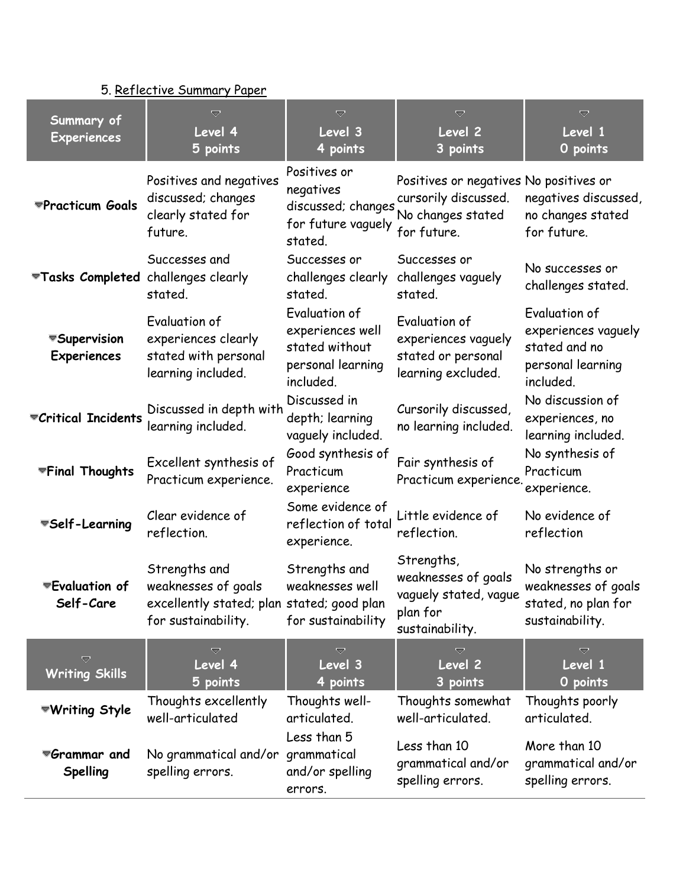5. Reflective Summary Paper

| Summary of Experiences | Level 4<br>5 points | Level 3<br>4 points | Level 2<br>3 points | Level 1<br>0 points |
|---|---|---|---|---|
| **Practicum Goals** | Positives and negatives discussed; changes clearly stated for future. | Positives or negatives discussed; changes for future vaguely stated. | Positives or negatives cursorily discussed. No changes stated for future. | No positives or negatives discussed, no changes stated for future. |
| **Tasks Completed** | Successes and challenges clearly stated. | Successes or challenges clearly stated. | Successes or challenges vaguely stated. | No successes or challenges stated. |
| **Supervision Experiences** | Evaluation of experiences clearly stated with personal learning included. | Evaluation of experiences well stated without personal learning included. | Evaluation of experiences vaguely stated or personal learning excluded. | Evaluation of experiences vaguely stated and no personal learning included. |
| **Critical Incidents** | Discussed in depth with learning included. | Discussed in depth; learning vaguely included. | Cursorily discussed, no learning included. | No discussion of experiences, no learning included. |
| **Final Thoughts** | Excellent synthesis of Practicum experience. | Good synthesis of Practicum experience | Fair synthesis of Practicum experience. | No synthesis of Practicum experience. |
| **Self-Learning** | Clear evidence of reflection. | Some evidence of reflection of total experience. | Little evidence of reflection. | No evidence of reflection |
| **Evaluation of Self-Care** | Strengths and weaknesses of goals excellently stated; plan for sustainability. | Strengths and weaknesses well stated; good plan for sustainability | Strengths, weaknesses of goals vaguely stated, vague plan for sustainability. | No strengths or weaknesses of goals stated, no plan for sustainability. |
| **Writing Skills** | **Level 4<br>5 points** | **Level 3<br>4 points** | **Level 2<br>3 points** | **Level 1<br>0 points** |
| **Writing Style** | Thoughts excellently well-articulated | Thoughts well-articulated. | Thoughts somewhat well-articulated. | Thoughts poorly articulated. |
| **Grammar and Spelling** | No grammatical and/or spelling errors. | Less than 5 grammatical and/or spelling errors. | Less than 10 grammatical and/or spelling errors. | More than 10 grammatical and/or spelling errors. |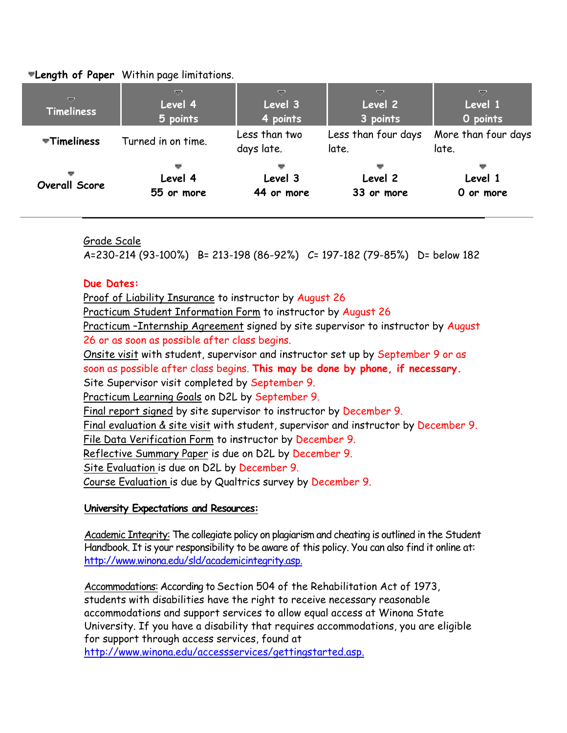| Length of Paper | Within page limitations. | | | |
| --- | --- | --- | --- | --- |
| **Timeliness** | **Level 4 5 points** | **Level 3 4 points** | **Level 2 3 points** | **Level 1 0 points** |
| **Timeliness** | Turned in on time. | Less than two days late. | Less than four days late. | More than four days late. |
| **Overall Score** | **Level 4 55 or more** | **Level 3 44 or more** | **Level 2 33 or more** | **Level 1 0 or more** |

Grade Scale
A=230-214 (93-100%) B= 213-198 (86-92%) C= 197-182 (79-85%) D= below 182

**Due Dates:**
Proof of Liability Insurance to instructor by August 26
Practicum Student Information Form to instructor by August 26
Practicum –Internship Agreement signed by site supervisor to instructor by August 26 or as soon as possible after class begins.
Onsite visit with student, supervisor and instructor set up by September 9 or as soon as possible after class begins. **This may be done by phone, if necessary.**
Site Supervisor visit completed by September 9.
Practicum Learning Goals on D2L by September 9.
Final report signed by site supervisor to instructor by December 9.
Final evaluation & site visit with student, supervisor and instructor by December 9.
File Data Verification Form to instructor by December 9.
Reflective Summary Paper is due on D2L by December 9.
Site Evaluation is due on D2L by December 9.
Course Evaluation is due by Qualtrics survey by December 9.

**University Expectations and Resources:**

Academic Integrity: The collegiate policy on plagiarism and cheating is outlined in the Student Handbook. It is your responsibility to be aware of this policy. You can also find it online at: http://www.winona.edu/sld/academicintegrity.asp.

Accommodations: According to Section 504 of the Rehabilitation Act of 1973, students with disabilities have the right to receive necessary reasonable accommodations and support services to allow equal access at Winona State University. If you have a disability that requires accommodations, you are eligible for support through access services, found at http://www.winona.edu/accessservices/gettingstarted.asp.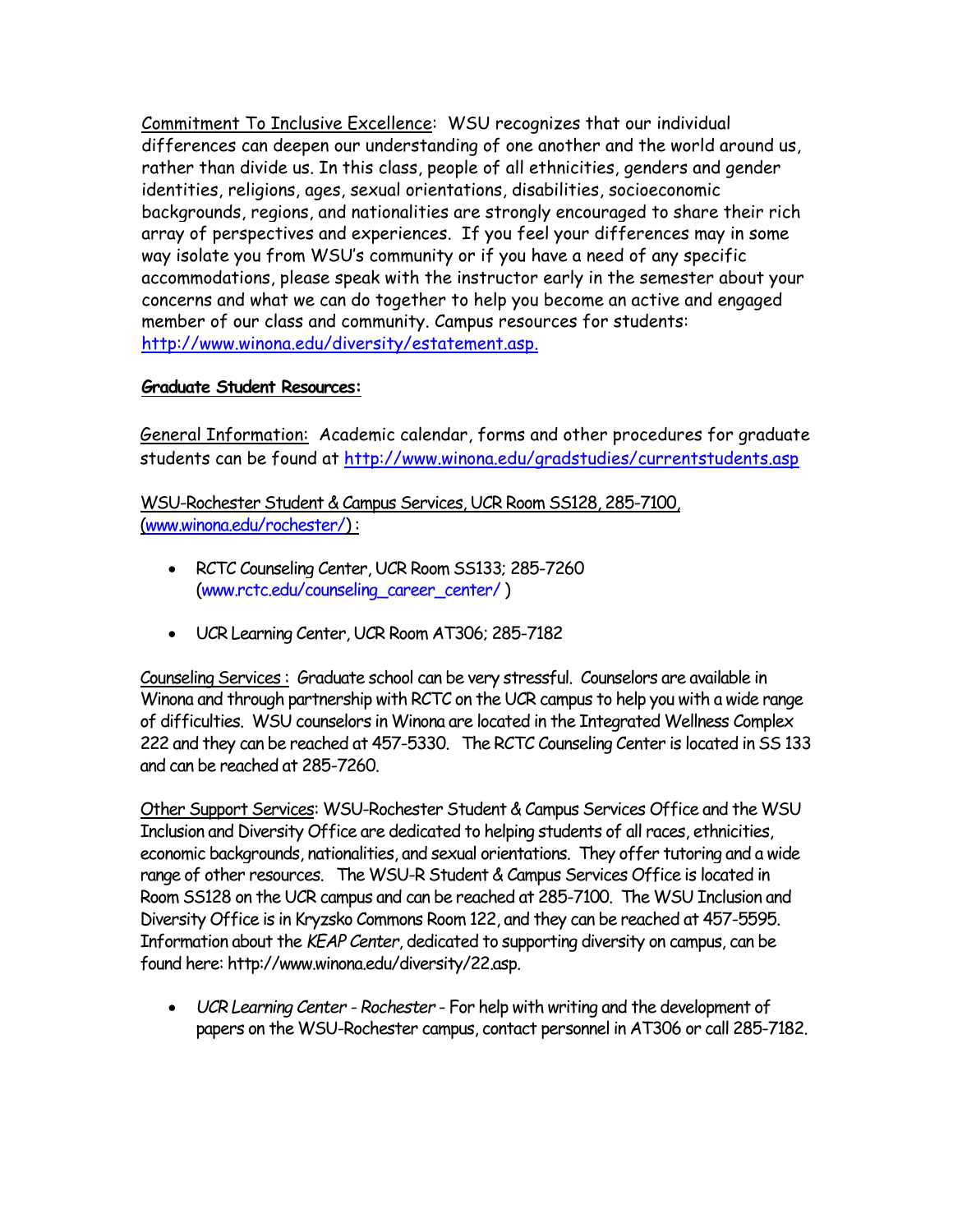Commitment To Inclusive Excellence: WSU recognizes that our individual differences can deepen our understanding of one another and the world around us, rather than divide us. In this class, people of all ethnicities, genders and gender identities, religions, ages, sexual orientations, disabilities, socioeconomic backgrounds, regions, and nationalities are strongly encouraged to share their rich array of perspectives and experiences. If you feel your differences may in some way isolate you from WSU's community or if you have a need of any specific accommodations, please speak with the instructor early in the semester about your concerns and what we can do together to help you become an active and engaged member of our class and community. Campus resources for students: http://www.winona.edu/diversity/estatement.asp.

**Graduate Student Resources:**

General Information: Academic calendar, forms and other procedures for graduate students can be found at http://www.winona.edu/gradstudies/currentstudents.asp

WSU-Rochester Student & Campus Services, UCR Room SS128, 285-7100, (www.winona.edu/rochester/) :

- RCTC Counseling Center, UCR Room SS133; 285-7260 (www.rctc.edu/counseling_career_center/ )
- UCR Learning Center, UCR Room AT306; 285-7182

Counseling Services : Graduate school can be very stressful. Counselors are available in Winona and through partnership with RCTC on the UCR campus to help you with a wide range of difficulties. WSU counselors in Winona are located in the Integrated Wellness Complex 222 and they can be reached at 457-5330. The RCTC Counseling Center is located in SS 133 and can be reached at 285-7260.

Other Support Services: WSU-Rochester Student & Campus Services Office and the WSU Inclusion and Diversity Office are dedicated to helping students of all races, ethnicities, economic backgrounds, nationalities, and sexual orientations. They offer tutoring and a wide range of other resources. The WSU-R Student & Campus Services Office is located in Room SS128 on the UCR campus and can be reached at 285-7100. The WSU Inclusion and Diversity Office is in Kryzsko Commons Room 122, and they can be reached at 457-5595. Information about the *KEAP Center*, dedicated to supporting diversity on campus, can be found here: http://www.winona.edu/diversity/22.asp.

- *UCR Learning Center - Rochester* - For help with writing and the development of papers on the WSU-Rochester campus, contact personnel in AT306 or call 285-7182.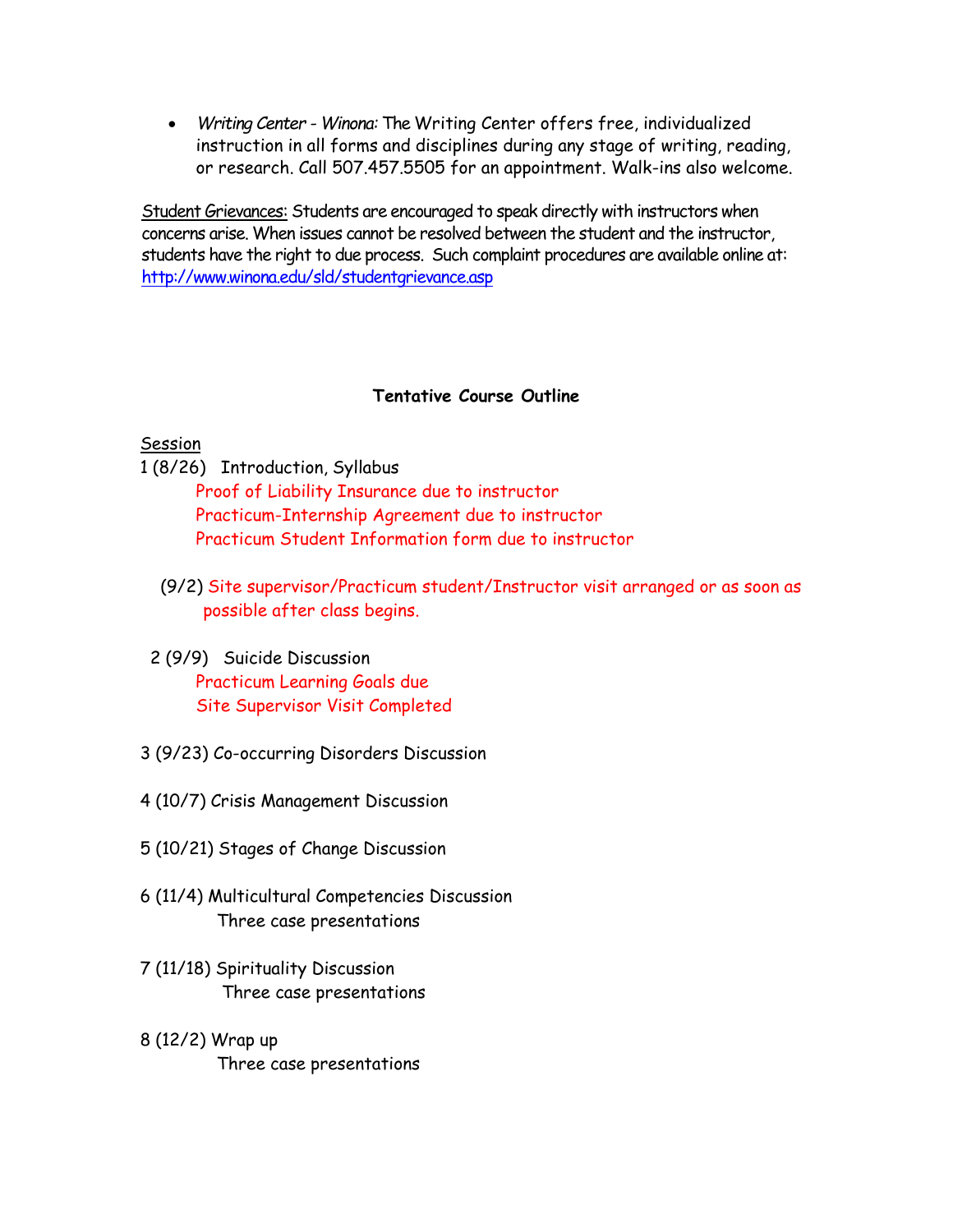- *Writing Center - Winona:* The Writing Center offers free, individualized instruction in all forms and disciplines during any stage of writing, reading, or research. Call 507.457.5505 for an appointment. Walk-ins also welcome.

Student Grievances: Students are encouraged to speak directly with instructors when concerns arise. When issues cannot be resolved between the student and the instructor, students have the right to due process. Such complaint procedures are available online at: http://www.winona.edu/sld/studentgrievance.asp

## Tentative Course Outline

Session

1 (8/26) Introduction, Syllabus
- Proof of Liability Insurance due to instructor
- Practicum-Internship Agreement due to instructor
- Practicum Student Information form due to instructor

(9/2) Site supervisor/Practicum student/Instructor visit arranged or as soon as possible after class begins.

2 (9/9) Suicide Discussion
- Practicum Learning Goals due
- Site Supervisor Visit Completed

3 (9/23) Co-occurring Disorders Discussion

4 (10/7) Crisis Management Discussion

5 (10/21) Stages of Change Discussion

6 (11/4) Multicultural Competencies Discussion
- Three case presentations

7 (11/18) Spirituality Discussion
- Three case presentations

8 (12/2) Wrap up
- Three case presentations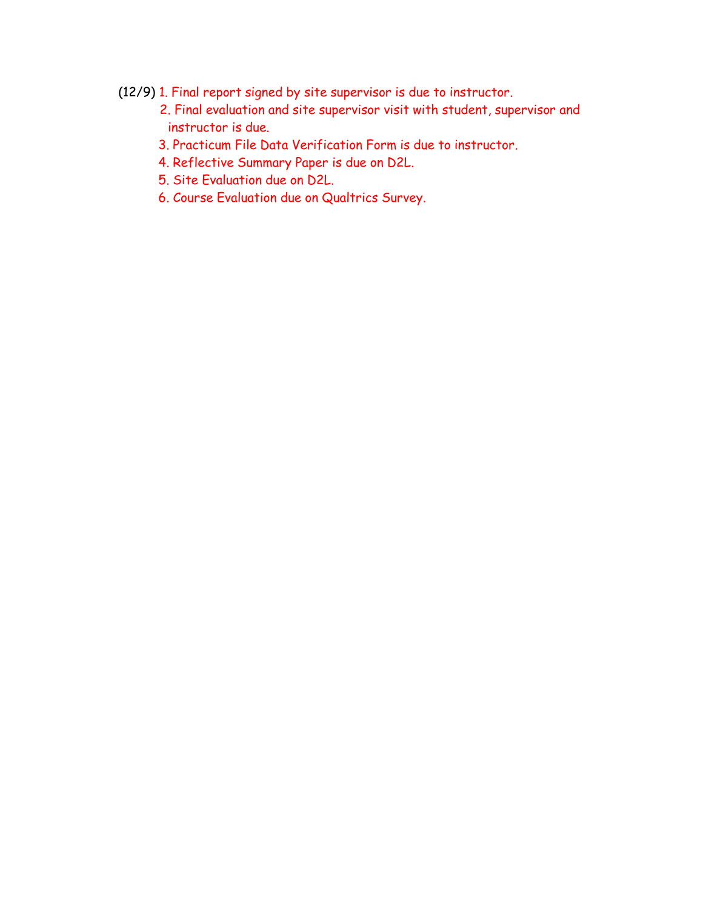(12/9) 1. Final report signed by site supervisor is due to instructor.

2. Final evaluation and site supervisor visit with student, supervisor and instructor is due.

3. Practicum File Data Verification Form is due to instructor.

4. Reflective Summary Paper is due on D2L.

5. Site Evaluation due on D2L.

6. Course Evaluation due on Qualtrics Survey.